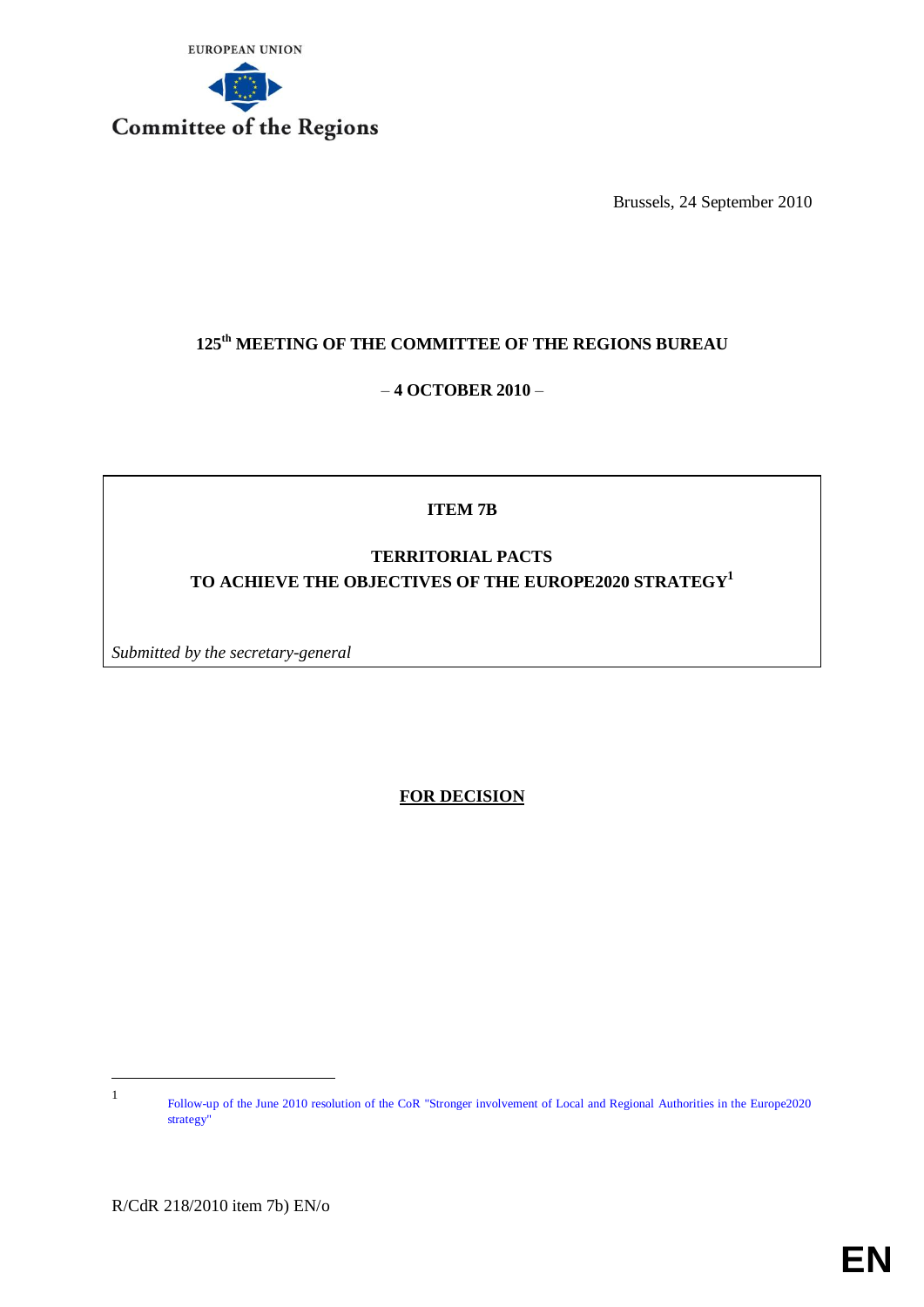EUROPEAN UNION

Committee of the Regions

Brussels, 24 September 2010

# 125th MEETING OF THE COMMITTEE OF THE REGIONS BUREAU

– 4 OCTOBER 2010 –

## ITEM 7B

## TERRITORIAL PACTS TO ACHIEVE THE OBJECTIVES OF THE EUROPE2020 STRATEGY[1]

*Submitted by the secretary-general*

**FOR DECISION**

[1] Follow-up of the June 2010 resolution of the CoR "Stronger involvement of Local and Regional Authorities in the Europe2020 strategy"

R/CdR 218/2010 item 7b) EN/o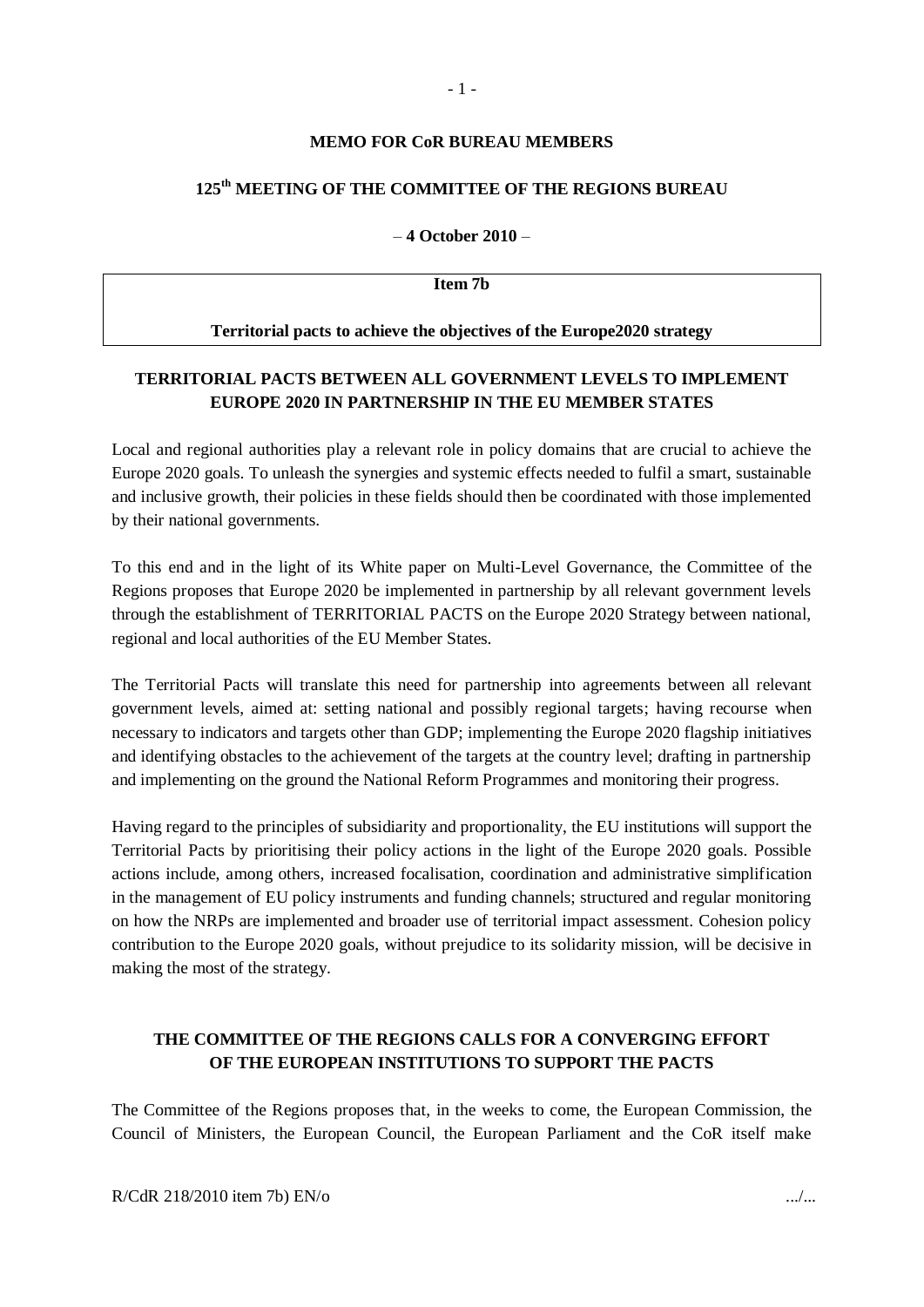**MEMO FOR CoR BUREAU MEMBERS**

**125th MEETING OF THE COMMITTEE OF THE REGIONS BUREAU**

– **4 October 2010** –

| **Item 7b** |
|---|
| **Territorial pacts to achieve the objectives of the Europe2020 strategy** |

## TERRITORIAL PACTS BETWEEN ALL GOVERNMENT LEVELS TO IMPLEMENT EUROPE 2020 IN PARTNERSHIP IN THE EU MEMBER STATES

Local and regional authorities play a relevant role in policy domains that are crucial to achieve the Europe 2020 goals. To unleash the synergies and systemic effects needed to fulfil a smart, sustainable and inclusive growth, their policies in these fields should then be coordinated with those implemented by their national governments.

To this end and in the light of its White paper on Multi-Level Governance, the Committee of the Regions proposes that Europe 2020 be implemented in partnership by all relevant government levels through the establishment of TERRITORIAL PACTS on the Europe 2020 Strategy between national, regional and local authorities of the EU Member States.

The Territorial Pacts will translate this need for partnership into agreements between all relevant government levels, aimed at: setting national and possibly regional targets; having recourse when necessary to indicators and targets other than GDP; implementing the Europe 2020 flagship initiatives and identifying obstacles to the achievement of the targets at the country level; drafting in partnership and implementing on the ground the National Reform Programmes and monitoring their progress.

Having regard to the principles of subsidiarity and proportionality, the EU institutions will support the Territorial Pacts by prioritising their policy actions in the light of the Europe 2020 goals. Possible actions include, among others, increased focalisation, coordination and administrative simplification in the management of EU policy instruments and funding channels; structured and regular monitoring on how the NRPs are implemented and broader use of territorial impact assessment. Cohesion policy contribution to the Europe 2020 goals, without prejudice to its solidarity mission, will be decisive in making the most of the strategy.

## THE COMMITTEE OF THE REGIONS CALLS FOR A CONVERGING EFFORT OF THE EUROPEAN INSTITUTIONS TO SUPPORT THE PACTS

The Committee of the Regions proposes that, in the weeks to come, the European Commission, the Council of Ministers, the European Council, the European Parliament and the CoR itself make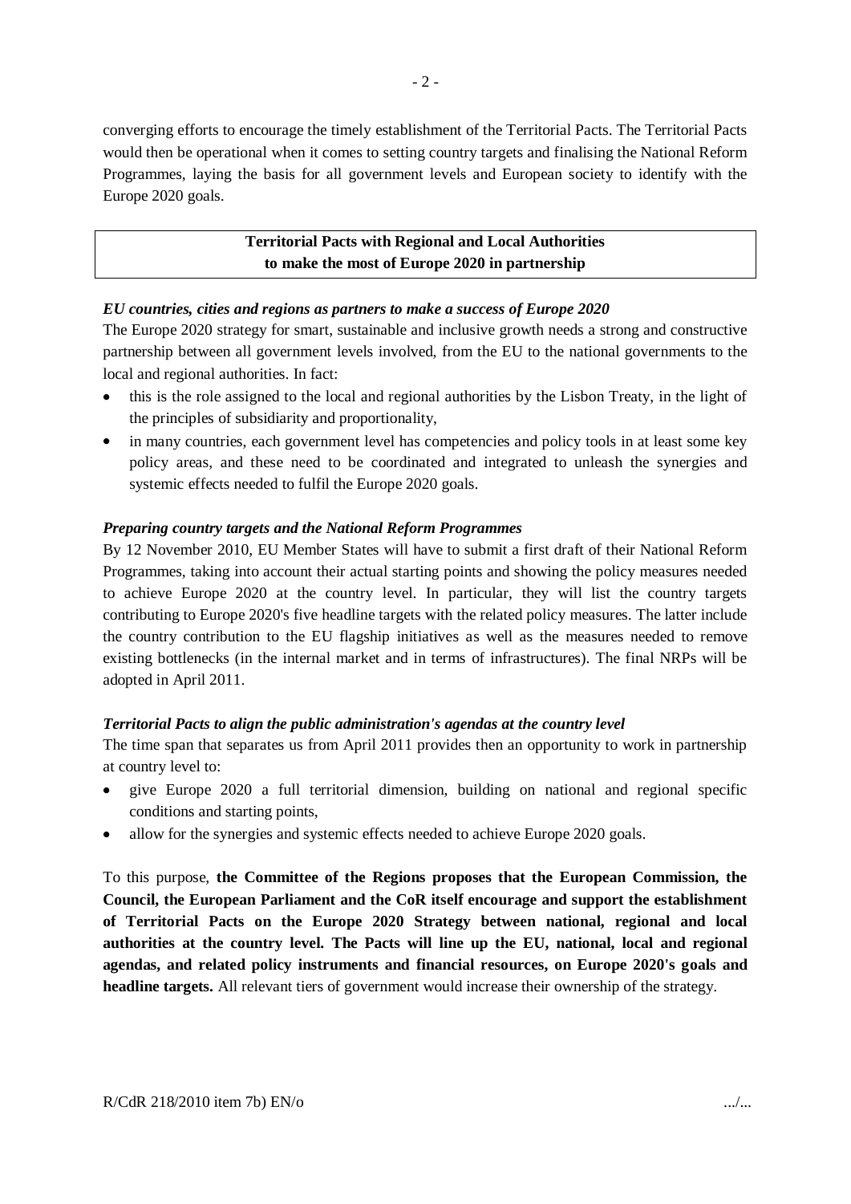converging efforts to encourage the timely establishment of the Territorial Pacts. The Territorial Pacts would then be operational when it comes to setting country targets and finalising the National Reform Programmes, laying the basis for all government levels and European society to identify with the Europe 2020 goals.

## Territorial Pacts with Regional and Local Authorities to make the most of Europe 2020 in partnership

***EU countries, cities and regions as partners to make a success of Europe 2020***

The Europe 2020 strategy for smart, sustainable and inclusive growth needs a strong and constructive partnership between all government levels involved, from the EU to the national governments to the local and regional authorities. In fact:

- this is the role assigned to the local and regional authorities by the Lisbon Treaty, in the light of the principles of subsidiarity and proportionality,
- in many countries, each government level has competencies and policy tools in at least some key policy areas, and these need to be coordinated and integrated to unleash the synergies and systemic effects needed to fulfil the Europe 2020 goals.

***Preparing country targets and the National Reform Programmes***

By 12 November 2010, EU Member States will have to submit a first draft of their National Reform Programmes, taking into account their actual starting points and showing the policy measures needed to achieve Europe 2020 at the country level. In particular, they will list the country targets contributing to Europe 2020's five headline targets with the related policy measures. The latter include the country contribution to the EU flagship initiatives as well as the measures needed to remove existing bottlenecks (in the internal market and in terms of infrastructures). The final NRPs will be adopted in April 2011.

***Territorial Pacts to align the public administration's agendas at the country level***

The time span that separates us from April 2011 provides then an opportunity to work in partnership at country level to:

- give Europe 2020 a full territorial dimension, building on national and regional specific conditions and starting points,
- allow for the synergies and systemic effects needed to achieve Europe 2020 goals.

To this purpose, **the Committee of the Regions proposes that the European Commission, the Council, the European Parliament and the CoR itself encourage and support the establishment of Territorial Pacts on the Europe 2020 Strategy between national, regional and local authorities at the country level. The Pacts will line up the EU, national, local and regional agendas, and related policy instruments and financial resources, on Europe 2020's goals and headline targets.** All relevant tiers of government would increase their ownership of the strategy.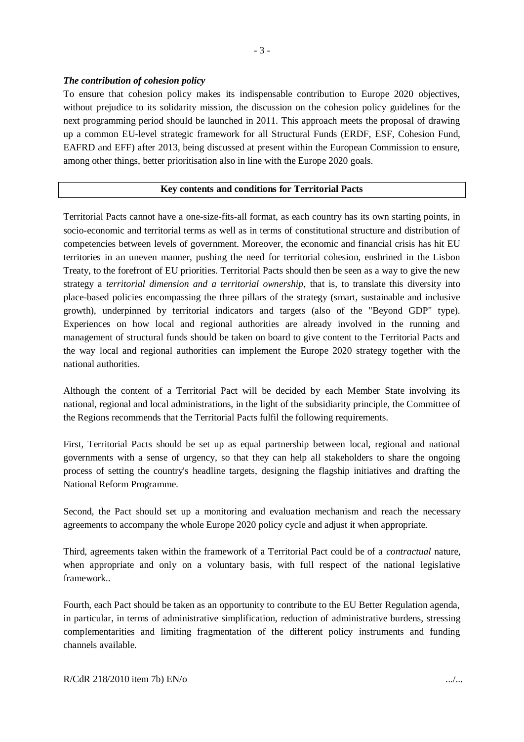### *The contribution of cohesion policy*

To ensure that cohesion policy makes its indispensable contribution to Europe 2020 objectives, without prejudice to its solidarity mission, the discussion on the cohesion policy guidelines for the next programming period should be launched in 2011. This approach meets the proposal of drawing up a common EU-level strategic framework for all Structural Funds (ERDF, ESF, Cohesion Fund, EAFRD and EFF) after 2013, being discussed at present within the European Commission to ensure, among other things, better prioritisation also in line with the Europe 2020 goals.

## **Key contents and conditions for Territorial Pacts**

Territorial Pacts cannot have a one-size-fits-all format, as each country has its own starting points, in socio-economic and territorial terms as well as in terms of constitutional structure and distribution of competencies between levels of government. Moreover, the economic and financial crisis has hit EU territories in an uneven manner, pushing the need for territorial cohesion, enshrined in the Lisbon Treaty, to the forefront of EU priorities. Territorial Pacts should then be seen as a way to give the new strategy a *territorial dimension and a territorial ownership*, that is, to translate this diversity into place-based policies encompassing the three pillars of the strategy (smart, sustainable and inclusive growth), underpinned by territorial indicators and targets (also of the "Beyond GDP" type). Experiences on how local and regional authorities are already involved in the running and management of structural funds should be taken on board to give content to the Territorial Pacts and the way local and regional authorities can implement the Europe 2020 strategy together with the national authorities.

Although the content of a Territorial Pact will be decided by each Member State involving its national, regional and local administrations, in the light of the subsidiarity principle, the Committee of the Regions recommends that the Territorial Pacts fulfil the following requirements.

First, Territorial Pacts should be set up as equal partnership between local, regional and national governments with a sense of urgency, so that they can help all stakeholders to share the ongoing process of setting the country's headline targets, designing the flagship initiatives and drafting the National Reform Programme.

Second, the Pact should set up a monitoring and evaluation mechanism and reach the necessary agreements to accompany the whole Europe 2020 policy cycle and adjust it when appropriate.

Third, agreements taken within the framework of a Territorial Pact could be of a *contractual* nature, when appropriate and only on a voluntary basis, with full respect of the national legislative framework..

Fourth, each Pact should be taken as an opportunity to contribute to the EU Better Regulation agenda, in particular, in terms of administrative simplification, reduction of administrative burdens, stressing complementarities and limiting fragmentation of the different policy instruments and funding channels available.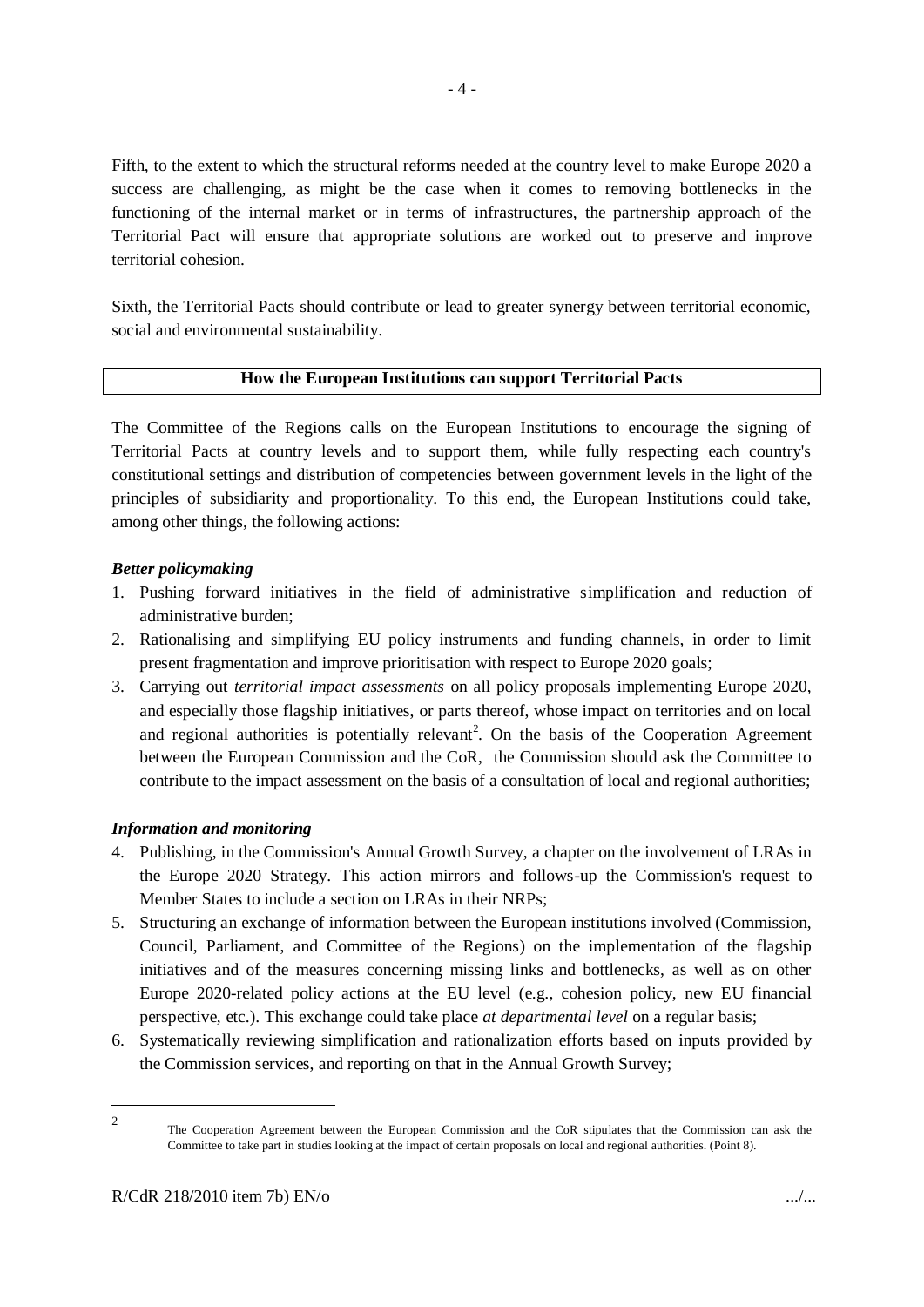Fifth, to the extent to which the structural reforms needed at the country level to make Europe 2020 a success are challenging, as might be the case when it comes to removing bottlenecks in the functioning of the internal market or in terms of infrastructures, the partnership approach of the Territorial Pact will ensure that appropriate solutions are worked out to preserve and improve territorial cohesion.

Sixth, the Territorial Pacts should contribute or lead to greater synergy between territorial economic, social and environmental sustainability.

**How the European Institutions can support Territorial Pacts**

The Committee of the Regions calls on the European Institutions to encourage the signing of Territorial Pacts at country levels and to support them, while fully respecting each country's constitutional settings and distribution of competencies between government levels in the light of the principles of subsidiarity and proportionality. To this end, the European Institutions could take, among other things, the following actions:

***Better policymaking***

1. Pushing forward initiatives in the field of administrative simplification and reduction of administrative burden;
2. Rationalising and simplifying EU policy instruments and funding channels, in order to limit present fragmentation and improve prioritisation with respect to Europe 2020 goals;
3. Carrying out *territorial impact assessments* on all policy proposals implementing Europe 2020, and especially those flagship initiatives, or parts thereof, whose impact on territories and on local and regional authorities is potentially relevant[2]. On the basis of the Cooperation Agreement between the European Commission and the CoR, the Commission should ask the Committee to contribute to the impact assessment on the basis of a consultation of local and regional authorities;

***Information and monitoring***

4. Publishing, in the Commission's Annual Growth Survey, a chapter on the involvement of LRAs in the Europe 2020 Strategy. This action mirrors and follows-up the Commission's request to Member States to include a section on LRAs in their NRPs;
5. Structuring an exchange of information between the European institutions involved (Commission, Council, Parliament, and Committee of the Regions) on the implementation of the flagship initiatives and of the measures concerning missing links and bottlenecks, as well as on other Europe 2020-related policy actions at the EU level (e.g., cohesion policy, new EU financial perspective, etc.). This exchange could take place *at departmental level* on a regular basis;
6. Systematically reviewing simplification and rationalization efforts based on inputs provided by the Commission services, and reporting on that in the Annual Growth Survey;

[2] The Cooperation Agreement between the European Commission and the CoR stipulates that the Commission can ask the Committee to take part in studies looking at the impact of certain proposals on local and regional authorities. (Point 8).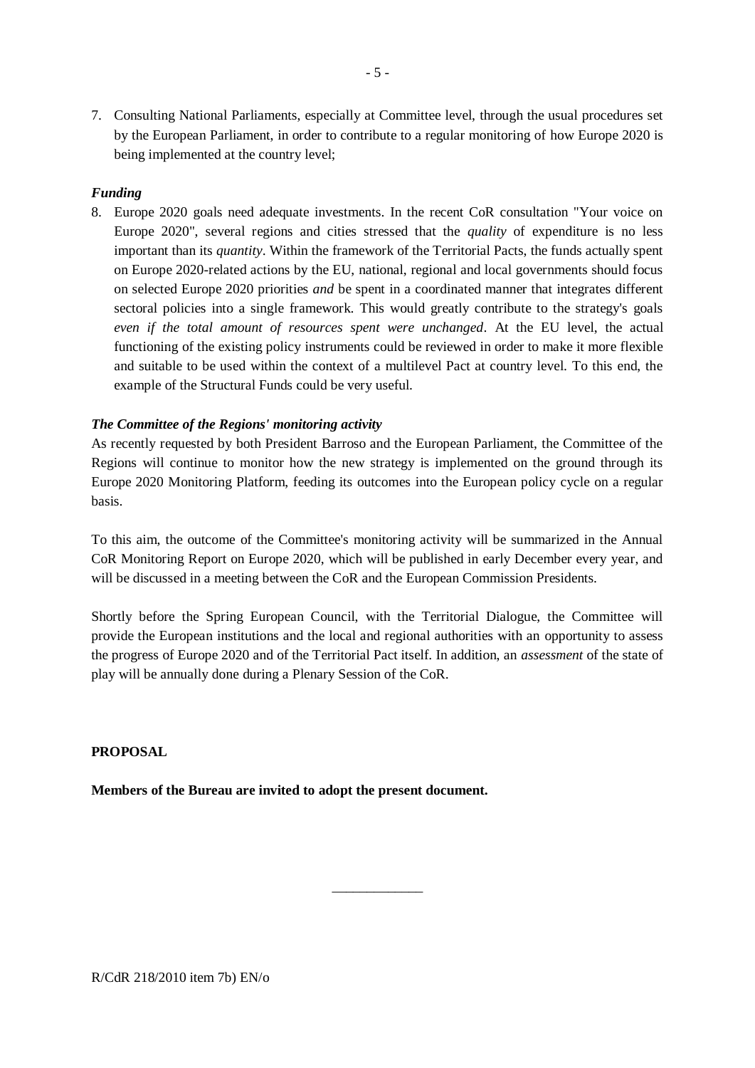7. Consulting National Parliaments, especially at Committee level, through the usual procedures set by the European Parliament, in order to contribute to a regular monitoring of how Europe 2020 is being implemented at the country level;

***Funding***

8. Europe 2020 goals need adequate investments. In the recent CoR consultation "Your voice on Europe 2020", several regions and cities stressed that the *quality* of expenditure is no less important than its *quantity*. Within the framework of the Territorial Pacts, the funds actually spent on Europe 2020-related actions by the EU, national, regional and local governments should focus on selected Europe 2020 priorities *and* be spent in a coordinated manner that integrates different sectoral policies into a single framework. This would greatly contribute to the strategy's goals *even if the total amount of resources spent were unchanged*. At the EU level, the actual functioning of the existing policy instruments could be reviewed in order to make it more flexible and suitable to be used within the context of a multilevel Pact at country level. To this end, the example of the Structural Funds could be very useful.

***The Committee of the Regions' monitoring activity***

As recently requested by both President Barroso and the European Parliament, the Committee of the Regions will continue to monitor how the new strategy is implemented on the ground through its Europe 2020 Monitoring Platform, feeding its outcomes into the European policy cycle on a regular basis.

To this aim, the outcome of the Committee's monitoring activity will be summarized in the Annual CoR Monitoring Report on Europe 2020, which will be published in early December every year, and will be discussed in a meeting between the CoR and the European Commission Presidents.

Shortly before the Spring European Council, with the Territorial Dialogue, the Committee will provide the European institutions and the local and regional authorities with an opportunity to assess the progress of Europe 2020 and of the Territorial Pact itself. In addition, an *assessment* of the state of play will be annually done during a Plenary Session of the CoR.

**PROPOSAL**

**Members of the Bureau are invited to adopt the present document.**

_____________